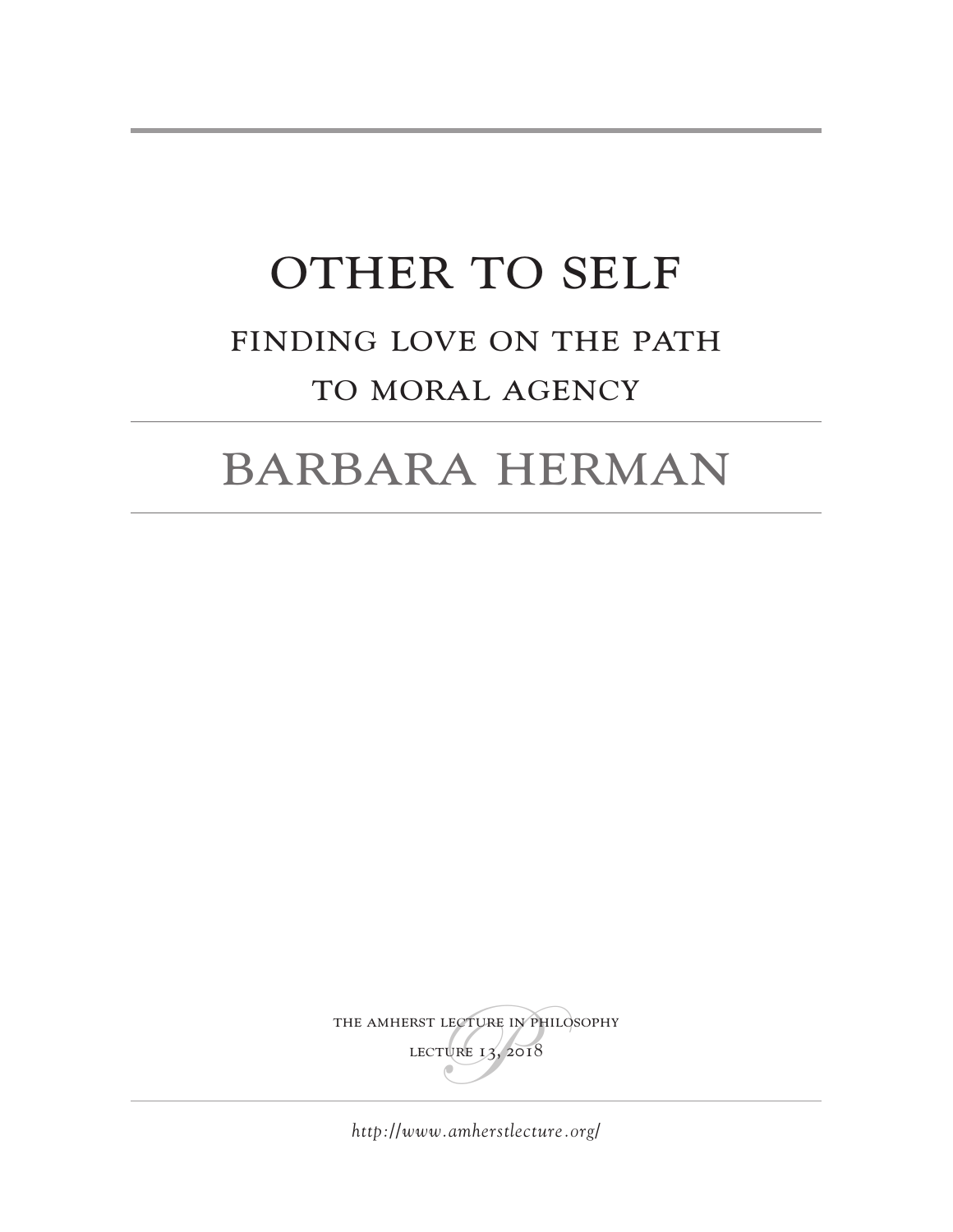# OTHER TO SELF

## FINDING LOVE ON THE PATH TO MORAL AGENCY

## BARBARA HERMAN

THE AMHERST LECTURE IN PHILOSOPHY

LECTURE 13, 2018

*http://www.amherstlecture.org/*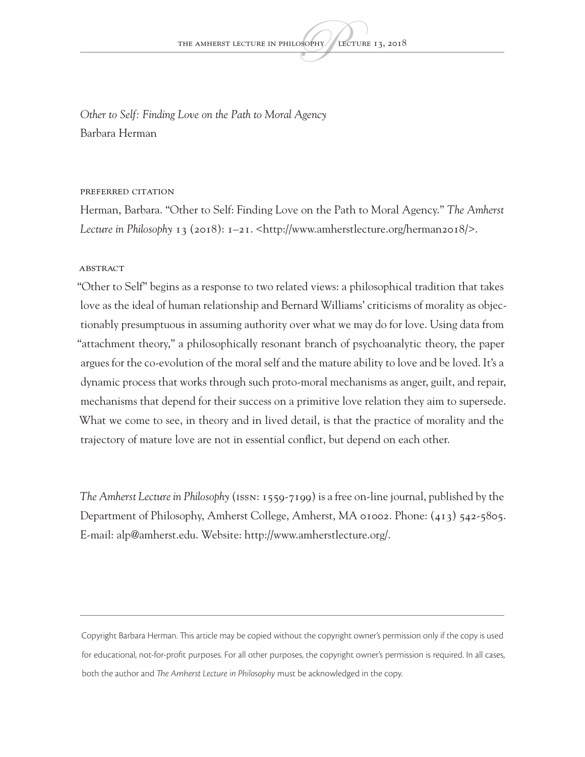*Other to Self: Finding Love on the Path to Moral Agency*
Barbara Herman

PREFERRED CITATION

Herman, Barbara. "Other to Self: Finding Love on the Path to Moral Agency." *The Amherst Lecture in Philosophy* 13 (2018): 1–21. <http://www.amherstlecture.org/herman2018/>.

ABSTRACT

"Other to Self" begins as a response to two related views: a philosophical tradition that takes love as the ideal of human relationship and Bernard Williams' criticisms of morality as objectionably presumptuous in assuming authority over what we may do for love. Using data from "attachment theory," a philosophically resonant branch of psychoanalytic theory, the paper argues for the co-evolution of the moral self and the mature ability to love and be loved. It's a dynamic process that works through such proto-moral mechanisms as anger, guilt, and repair, mechanisms that depend for their success on a primitive love relation they aim to supersede. What we come to see, in theory and in lived detail, is that the practice of morality and the trajectory of mature love are not in essential conflict, but depend on each other.

*The Amherst Lecture in Philosophy* (ISSN: 1559-7199) is a free on-line journal, published by the Department of Philosophy, Amherst College, Amherst, MA 01002. Phone: (413) 542-5805. E-mail: alp@amherst.edu. Website: http://www.amherstlecture.org/.

Copyright Barbara Herman. This article may be copied without the copyright owner's permission only if the copy is used for educational, not-for-profit purposes. For all other purposes, the copyright owner's permission is required. In all cases, both the author and *The Amherst Lecture in Philosophy* must be acknowledged in the copy.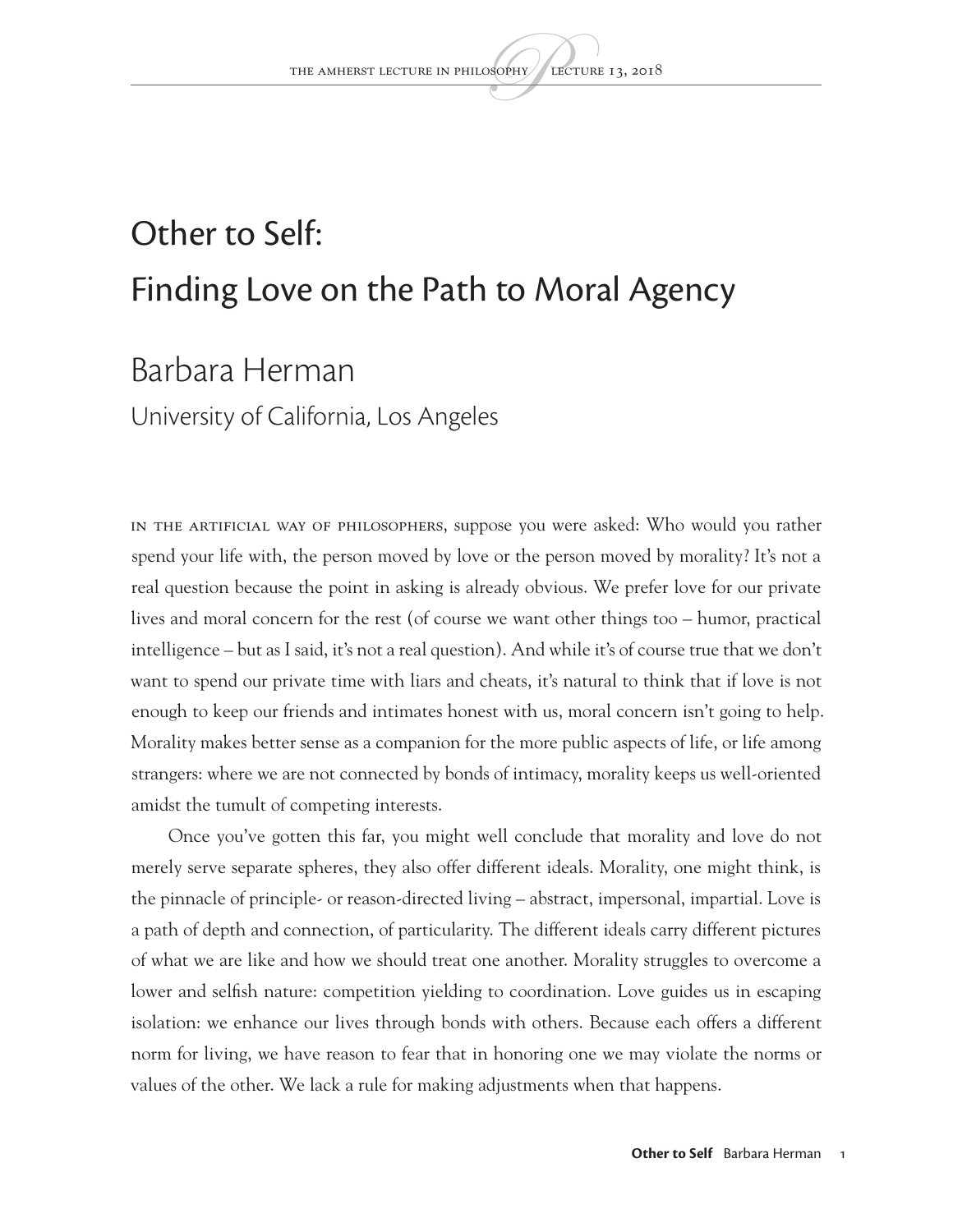# Other to Self:
# Finding Love on the Path to Moral Agency

## Barbara Herman

University of California, Los Angeles

In the artificial way of philosophers, suppose you were asked: Who would you rather spend your life with, the person moved by love or the person moved by morality? It's not a real question because the point in asking is already obvious. We prefer love for our private lives and moral concern for the rest (of course we want other things too – humor, practical intelligence – but as I said, it's not a real question). And while it's of course true that we don't want to spend our private time with liars and cheats, it's natural to think that if love is not enough to keep our friends and intimates honest with us, moral concern isn't going to help. Morality makes better sense as a companion for the more public aspects of life, or life among strangers: where we are not connected by bonds of intimacy, morality keeps us well-oriented amidst the tumult of competing interests.

Once you've gotten this far, you might well conclude that morality and love do not merely serve separate spheres, they also offer different ideals. Morality, one might think, is the pinnacle of principle- or reason-directed living – abstract, impersonal, impartial. Love is a path of depth and connection, of particularity. The different ideals carry different pictures of what we are like and how we should treat one another. Morality struggles to overcome a lower and selfish nature: competition yielding to coordination. Love guides us in escaping isolation: we enhance our lives through bonds with others. Because each offers a different norm for living, we have reason to fear that in honoring one we may violate the norms or values of the other. We lack a rule for making adjustments when that happens.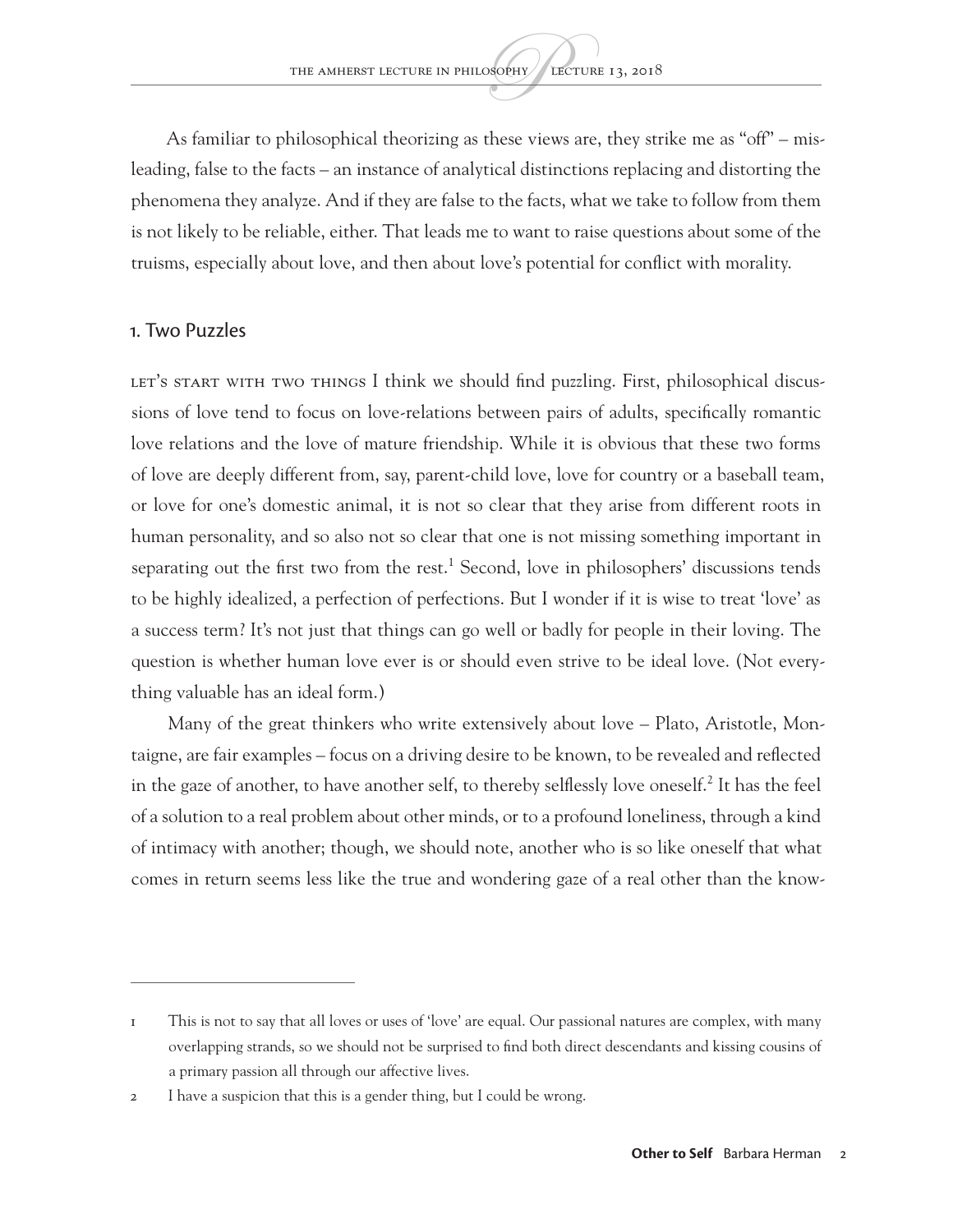As familiar to philosophical theorizing as these views are, they strike me as "off" – misleading, false to the facts – an instance of analytical distinctions replacing and distorting the phenomena they analyze. And if they are false to the facts, what we take to follow from them is not likely to be reliable, either. That leads me to want to raise questions about some of the truisms, especially about love, and then about love's potential for conflict with morality.

## 1. Two Puzzles

Let's start with two things I think we should find puzzling. First, philosophical discussions of love tend to focus on love-relations between pairs of adults, specifically romantic love relations and the love of mature friendship. While it is obvious that these two forms of love are deeply different from, say, parent-child love, love for country or a baseball team, or love for one's domestic animal, it is not so clear that they arise from different roots in human personality, and so also not so clear that one is not missing something important in separating out the first two from the rest.[1] Second, love in philosophers' discussions tends to be highly idealized, a perfection of perfections. But I wonder if it is wise to treat 'love' as a success term? It's not just that things can go well or badly for people in their loving. The question is whether human love ever is or should even strive to be ideal love. (Not everything valuable has an ideal form.)

Many of the great thinkers who write extensively about love – Plato, Aristotle, Montaigne, are fair examples – focus on a driving desire to be known, to be revealed and reflected in the gaze of another, to have another self, to thereby selflessly love oneself.[2] It has the feel of a solution to a real problem about other minds, or to a profound loneliness, through a kind of intimacy with another; though, we should note, another who is so like oneself that what comes in return seems less like the true and wondering gaze of a real other than the know-

---

1 This is not to say that all loves or uses of 'love' are equal. Our passional natures are complex, with many overlapping strands, so we should not be surprised to find both direct descendants and kissing cousins of a primary passion all through our affective lives.

2 I have a suspicion that this is a gender thing, but I could be wrong.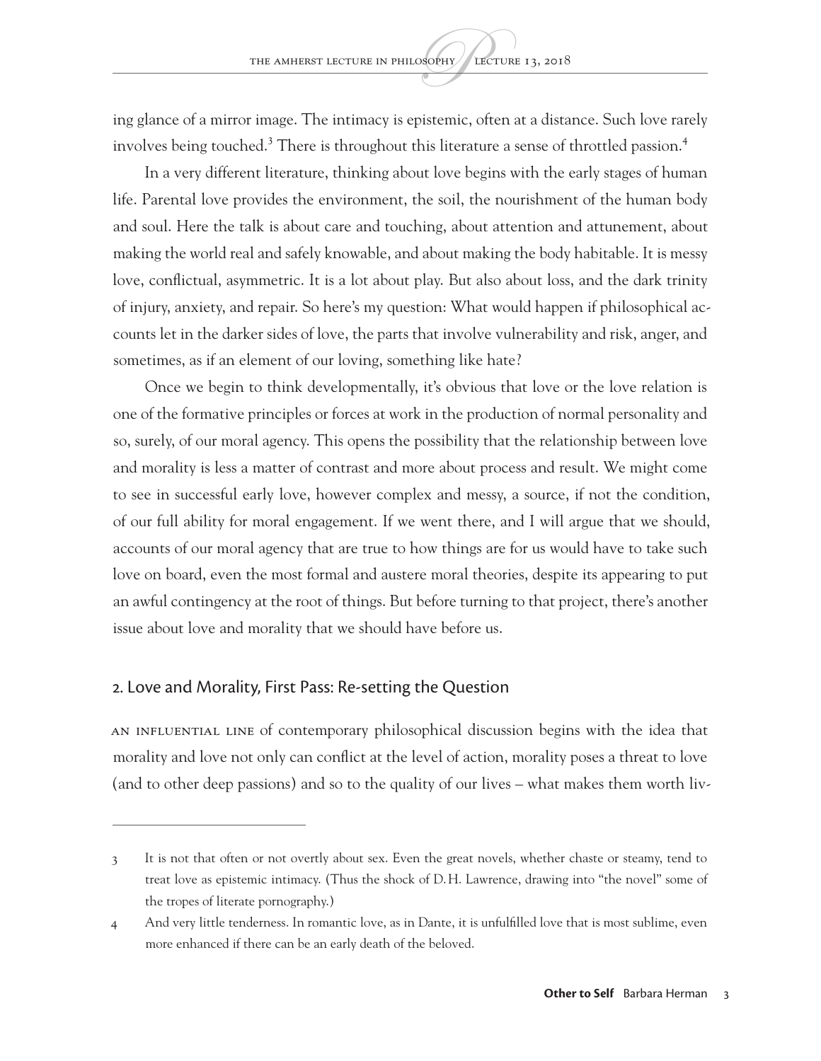ing glance of a mirror image. The intimacy is epistemic, often at a distance. Such love rarely involves being touched.[3] There is throughout this literature a sense of throttled passion.[4]

In a very different literature, thinking about love begins with the early stages of human life. Parental love provides the environment, the soil, the nourishment of the human body and soul. Here the talk is about care and touching, about attention and attunement, about making the world real and safely knowable, and about making the body habitable. It is messy love, conflictual, asymmetric. It is a lot about play. But also about loss, and the dark trinity of injury, anxiety, and repair. So here's my question: What would happen if philosophical accounts let in the darker sides of love, the parts that involve vulnerability and risk, anger, and sometimes, as if an element of our loving, something like hate?

Once we begin to think developmentally, it's obvious that love or the love relation is one of the formative principles or forces at work in the production of normal personality and so, surely, of our moral agency. This opens the possibility that the relationship between love and morality is less a matter of contrast and more about process and result. We might come to see in successful early love, however complex and messy, a source, if not the condition, of our full ability for moral engagement. If we went there, and I will argue that we should, accounts of our moral agency that are true to how things are for us would have to take such love on board, even the most formal and austere moral theories, despite its appearing to put an awful contingency at the root of things. But before turning to that project, there's another issue about love and morality that we should have before us.

## 2. Love and Morality, First Pass: Re-setting the Question

An influential line of contemporary philosophical discussion begins with the idea that morality and love not only can conflict at the level of action, morality poses a threat to love (and to other deep passions) and so to the quality of our lives – what makes them worth liv-

---

3 It is not that often or not overtly about sex. Even the great novels, whether chaste or steamy, tend to treat love as epistemic intimacy. (Thus the shock of D.H. Lawrence, drawing into "the novel" some of the tropes of literate pornography.)

4 And very little tenderness. In romantic love, as in Dante, it is unfulfilled love that is most sublime, even more enhanced if there can be an early death of the beloved.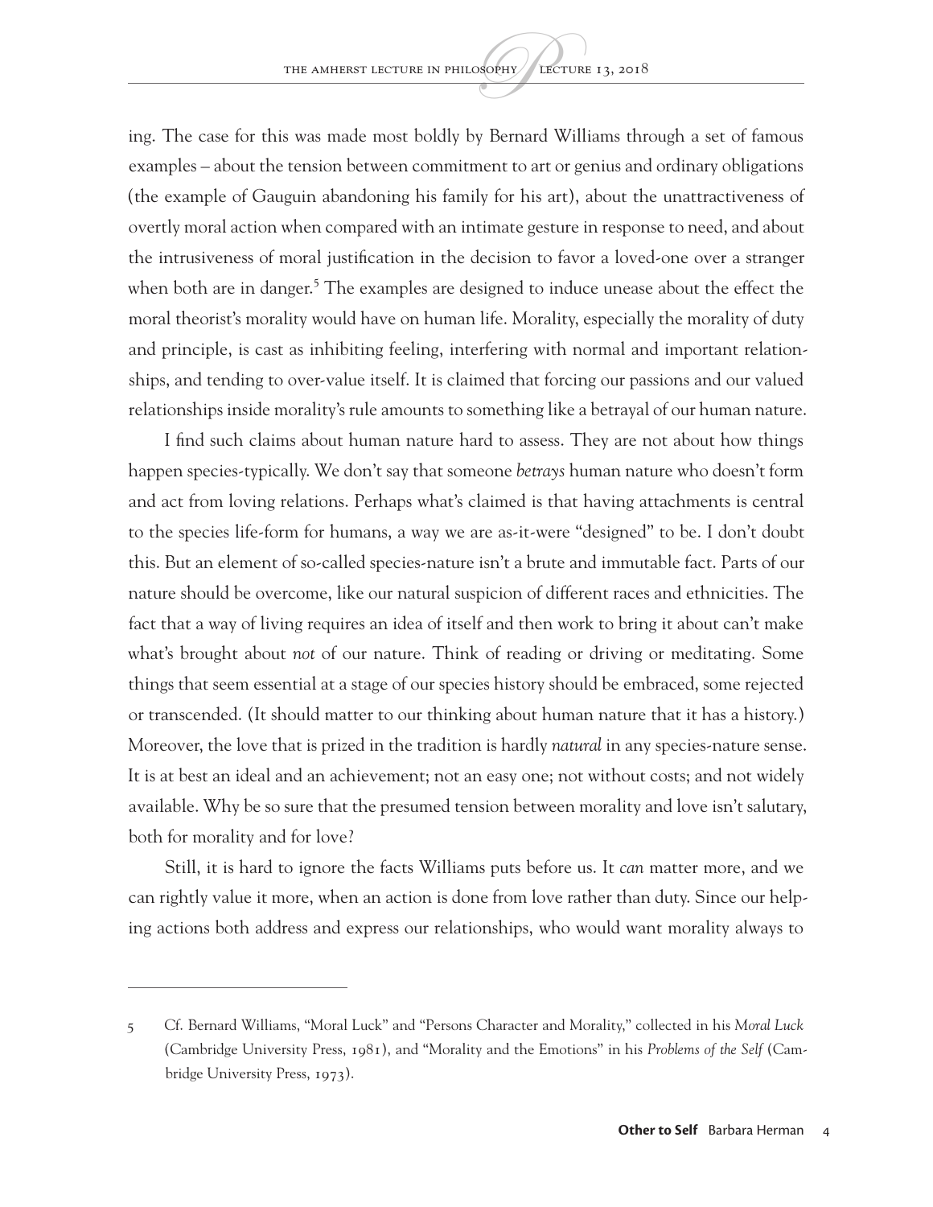ing. The case for this was made most boldly by Bernard Williams through a set of famous examples – about the tension between commitment to art or genius and ordinary obligations (the example of Gauguin abandoning his family for his art), about the unattractiveness of overtly moral action when compared with an intimate gesture in response to need, and about the intrusiveness of moral justification in the decision to favor a loved-one over a stranger when both are in danger.[5] The examples are designed to induce unease about the effect the moral theorist's morality would have on human life. Morality, especially the morality of duty and principle, is cast as inhibiting feeling, interfering with normal and important relationships, and tending to over-value itself. It is claimed that forcing our passions and our valued relationships inside morality's rule amounts to something like a betrayal of our human nature.

I find such claims about human nature hard to assess. They are not about how things happen species-typically. We don't say that someone *betrays* human nature who doesn't form and act from loving relations. Perhaps what's claimed is that having attachments is central to the species life-form for humans, a way we are as-it-were "designed" to be. I don't doubt this. But an element of so-called species-nature isn't a brute and immutable fact. Parts of our nature should be overcome, like our natural suspicion of different races and ethnicities. The fact that a way of living requires an idea of itself and then work to bring it about can't make what's brought about *not* of our nature. Think of reading or driving or meditating. Some things that seem essential at a stage of our species history should be embraced, some rejected or transcended. (It should matter to our thinking about human nature that it has a history.) Moreover, the love that is prized in the tradition is hardly *natural* in any species-nature sense. It is at best an ideal and an achievement; not an easy one; not without costs; and not widely available. Why be so sure that the presumed tension between morality and love isn't salutary, both for morality and for love?

Still, it is hard to ignore the facts Williams puts before us. It *can* matter more, and we can rightly value it more, when an action is done from love rather than duty. Since our helping actions both address and express our relationships, who would want morality always to

---

5 Cf. Bernard Williams, "Moral Luck" and "Persons Character and Morality," collected in his *Moral Luck* (Cambridge University Press, 1981), and "Morality and the Emotions" in his *Problems of the Self* (Cambridge University Press, 1973).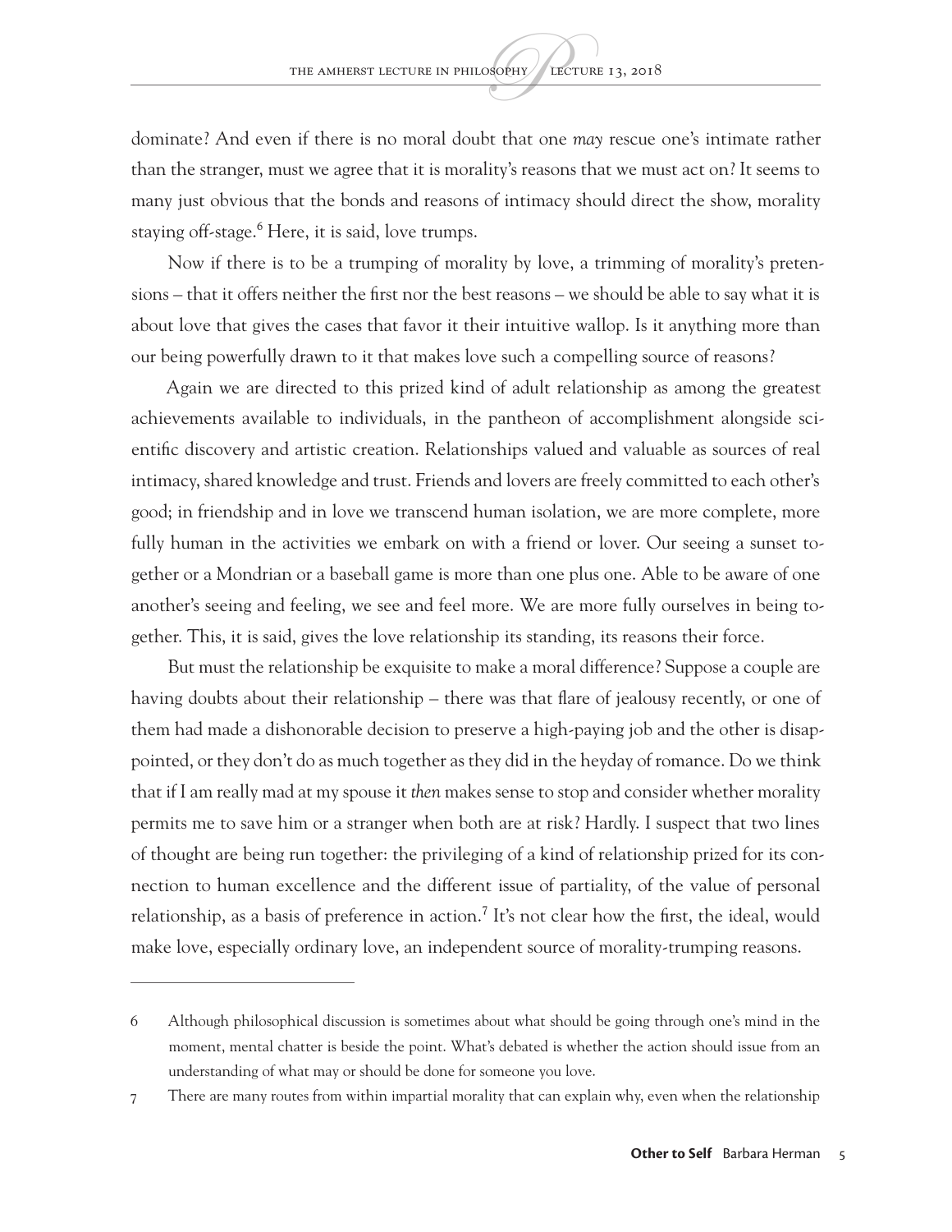dominate? And even if there is no moral doubt that one *may* rescue one's intimate rather than the stranger, must we agree that it is morality's reasons that we must act on? It seems to many just obvious that the bonds and reasons of intimacy should direct the show, morality staying off-stage.[6] Here, it is said, love trumps.

Now if there is to be a trumping of morality by love, a trimming of morality's pretensions – that it offers neither the first nor the best reasons – we should be able to say what it is about love that gives the cases that favor it their intuitive wallop. Is it anything more than our being powerfully drawn to it that makes love such a compelling source of reasons?

Again we are directed to this prized kind of adult relationship as among the greatest achievements available to individuals, in the pantheon of accomplishment alongside scientific discovery and artistic creation. Relationships valued and valuable as sources of real intimacy, shared knowledge and trust. Friends and lovers are freely committed to each other's good; in friendship and in love we transcend human isolation, we are more complete, more fully human in the activities we embark on with a friend or lover. Our seeing a sunset together or a Mondrian or a baseball game is more than one plus one. Able to be aware of one another's seeing and feeling, we see and feel more. We are more fully ourselves in being together. This, it is said, gives the love relationship its standing, its reasons their force.

But must the relationship be exquisite to make a moral difference? Suppose a couple are having doubts about their relationship – there was that flare of jealousy recently, or one of them had made a dishonorable decision to preserve a high-paying job and the other is disappointed, or they don't do as much together as they did in the heyday of romance. Do we think that if I am really mad at my spouse it *then* makes sense to stop and consider whether morality permits me to save him or a stranger when both are at risk? Hardly. I suspect that two lines of thought are being run together: the privileging of a kind of relationship prized for its connection to human excellence and the different issue of partiality, of the value of personal relationship, as a basis of preference in action.[7] It's not clear how the first, the ideal, would make love, especially ordinary love, an independent source of morality-trumping reasons.

---

6 Although philosophical discussion is sometimes about what should be going through one's mind in the moment, mental chatter is beside the point. What's debated is whether the action should issue from an understanding of what may or should be done for someone you love.

7 There are many routes from within impartial morality that can explain why, even when the relationship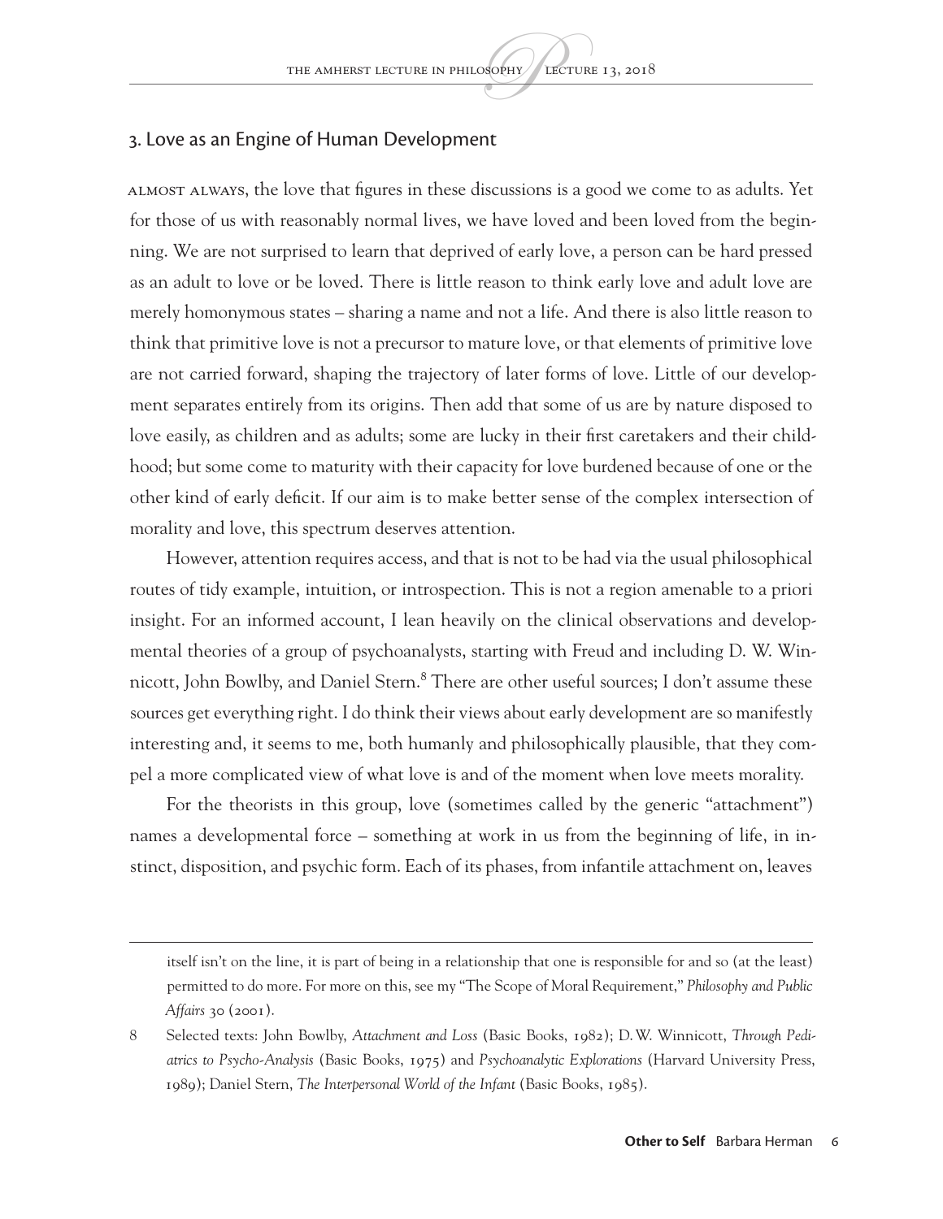## 3. Love as an Engine of Human Development

Almost always, the love that figures in these discussions is a good we come to as adults. Yet for those of us with reasonably normal lives, we have loved and been loved from the beginning. We are not surprised to learn that deprived of early love, a person can be hard pressed as an adult to love or be loved. There is little reason to think early love and adult love are merely homonymous states – sharing a name and not a life. And there is also little reason to think that primitive love is not a precursor to mature love, or that elements of primitive love are not carried forward, shaping the trajectory of later forms of love. Little of our development separates entirely from its origins. Then add that some of us are by nature disposed to love easily, as children and as adults; some are lucky in their first caretakers and their childhood; but some come to maturity with their capacity for love burdened because of one or the other kind of early deficit. If our aim is to make better sense of the complex intersection of morality and love, this spectrum deserves attention.

However, attention requires access, and that is not to be had via the usual philosophical routes of tidy example, intuition, or introspection. This is not a region amenable to a priori insight. For an informed account, I lean heavily on the clinical observations and developmental theories of a group of psychoanalysts, starting with Freud and including D. W. Winnicott, John Bowlby, and Daniel Stern.[8] There are other useful sources; I don't assume these sources get everything right. I do think their views about early development are so manifestly interesting and, it seems to me, both humanly and philosophically plausible, that they compel a more complicated view of what love is and of the moment when love meets morality.

For the theorists in this group, love (sometimes called by the generic "attachment") names a developmental force – something at work in us from the beginning of life, in instinct, disposition, and psychic form. Each of its phases, from infantile attachment on, leaves

---

itself isn't on the line, it is part of being in a relationship that one is responsible for and so (at the least) permitted to do more. For more on this, see my "The Scope of Moral Requirement," *Philosophy and Public Affairs* 30 (2001).

8 Selected texts: John Bowlby, *Attachment and Loss* (Basic Books, 1982); D.W. Winnicott, *Through Pediatrics to Psycho-Analysis* (Basic Books, 1975) and *Psychoanalytic Explorations* (Harvard University Press, 1989); Daniel Stern, *The Interpersonal World of the Infant* (Basic Books, 1985).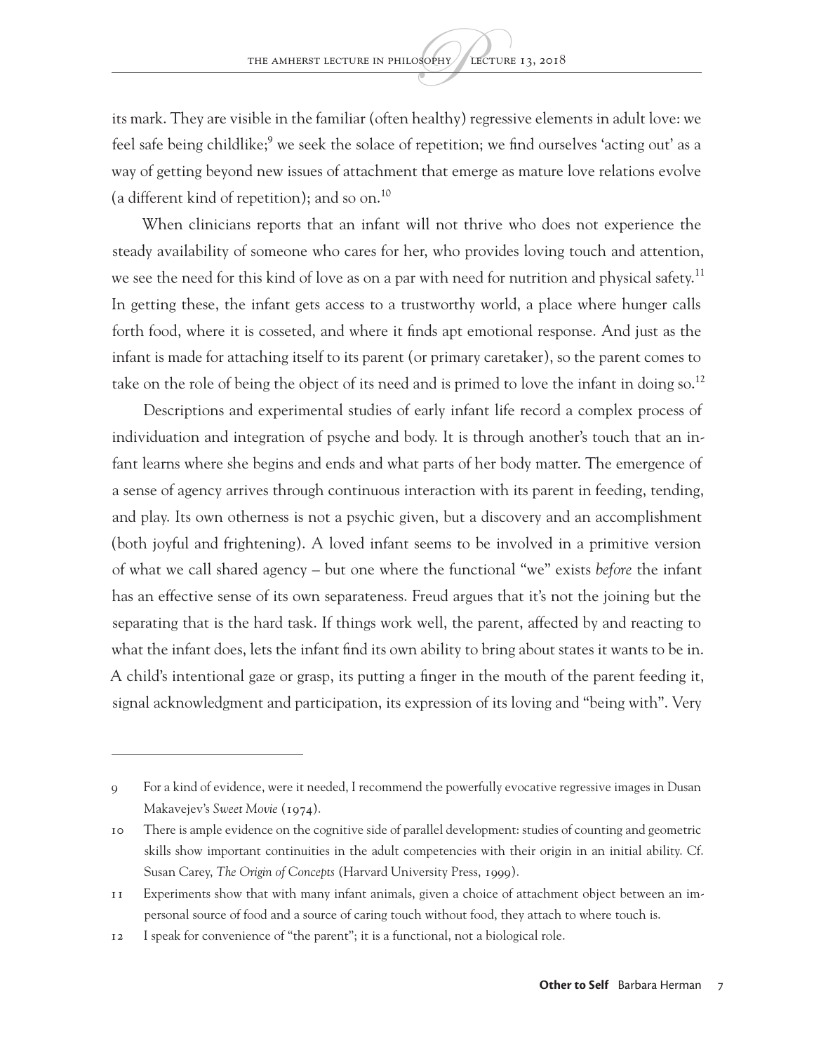its mark. They are visible in the familiar (often healthy) regressive elements in adult love: we feel safe being childlike;[9] we seek the solace of repetition; we find ourselves 'acting out' as a way of getting beyond new issues of attachment that emerge as mature love relations evolve (a different kind of repetition); and so on.[10]

When clinicians reports that an infant will not thrive who does not experience the steady availability of someone who cares for her, who provides loving touch and attention, we see the need for this kind of love as on a par with need for nutrition and physical safety.[11] In getting these, the infant gets access to a trustworthy world, a place where hunger calls forth food, where it is cosseted, and where it finds apt emotional response. And just as the infant is made for attaching itself to its parent (or primary caretaker), so the parent comes to take on the role of being the object of its need and is primed to love the infant in doing so.[12]

Descriptions and experimental studies of early infant life record a complex process of individuation and integration of psyche and body. It is through another's touch that an infant learns where she begins and ends and what parts of her body matter. The emergence of a sense of agency arrives through continuous interaction with its parent in feeding, tending, and play. Its own otherness is not a psychic given, but a discovery and an accomplishment (both joyful and frightening). A loved infant seems to be involved in a primitive version of what we call shared agency – but one where the functional "we" exists *before* the infant has an effective sense of its own separateness. Freud argues that it's not the joining but the separating that is the hard task. If things work well, the parent, affected by and reacting to what the infant does, lets the infant find its own ability to bring about states it wants to be in. A child's intentional gaze or grasp, its putting a finger in the mouth of the parent feeding it, signal acknowledgment and participation, its expression of its loving and "being with". Very

---

9 For a kind of evidence, were it needed, I recommend the powerfully evocative regressive images in Dusan Makavejev's *Sweet Movie* (1974).

10 There is ample evidence on the cognitive side of parallel development: studies of counting and geometric skills show important continuities in the adult competencies with their origin in an initial ability. Cf. Susan Carey, *The Origin of Concepts* (Harvard University Press, 1999).

11 Experiments show that with many infant animals, given a choice of attachment object between an impersonal source of food and a source of caring touch without food, they attach to where touch is.

12 I speak for convenience of "the parent"; it is a functional, not a biological role.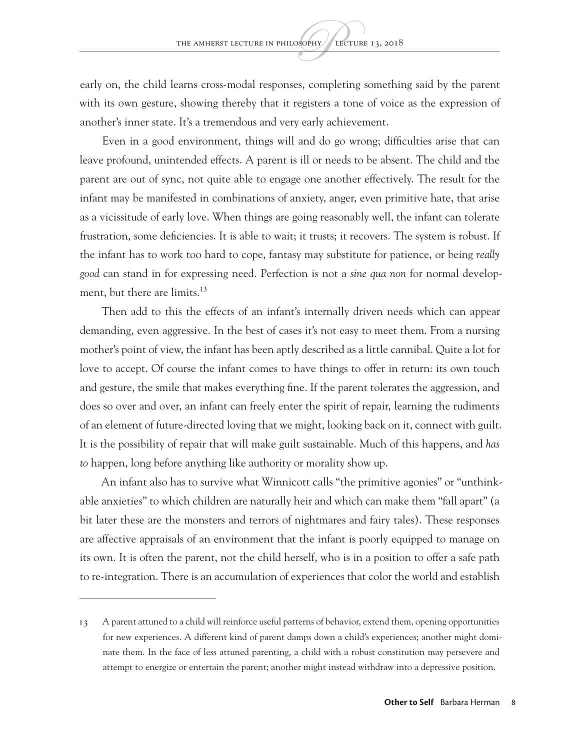early on, the child learns cross-modal responses, completing something said by the parent with its own gesture, showing thereby that it registers a tone of voice as the expression of another's inner state. It's a tremendous and very early achievement.

Even in a good environment, things will and do go wrong; difficulties arise that can leave profound, unintended effects. A parent is ill or needs to be absent. The child and the parent are out of sync, not quite able to engage one another effectively. The result for the infant may be manifested in combinations of anxiety, anger, even primitive hate, that arise as a vicissitude of early love. When things are going reasonably well, the infant can tolerate frustration, some deficiencies. It is able to wait; it trusts; it recovers. The system is robust. If the infant has to work too hard to cope, fantasy may substitute for patience, or being *really good* can stand in for expressing need. Perfection is not a *sine qua non* for normal development, but there are limits.[13]

Then add to this the effects of an infant's internally driven needs which can appear demanding, even aggressive. In the best of cases it's not easy to meet them. From a nursing mother's point of view, the infant has been aptly described as a little cannibal. Quite a lot for love to accept. Of course the infant comes to have things to offer in return: its own touch and gesture, the smile that makes everything fine. If the parent tolerates the aggression, and does so over and over, an infant can freely enter the spirit of repair, learning the rudiments of an element of future-directed loving that we might, looking back on it, connect with guilt. It is the possibility of repair that will make guilt sustainable. Much of this happens, and *has to* happen, long before anything like authority or morality show up.

An infant also has to survive what Winnicott calls "the primitive agonies" or "unthinkable anxieties" to which children are naturally heir and which can make them "fall apart" (a bit later these are the monsters and terrors of nightmares and fairy tales). These responses are affective appraisals of an environment that the infant is poorly equipped to manage on its own. It is often the parent, not the child herself, who is in a position to offer a safe path to re-integration. There is an accumulation of experiences that color the world and establish

---

13 A parent attuned to a child will reinforce useful patterns of behavior, extend them, opening opportunities for new experiences. A different kind of parent damps down a child's experiences; another might dominate them. In the face of less attuned parenting, a child with a robust constitution may persevere and attempt to energize or entertain the parent; another might instead withdraw into a depressive position.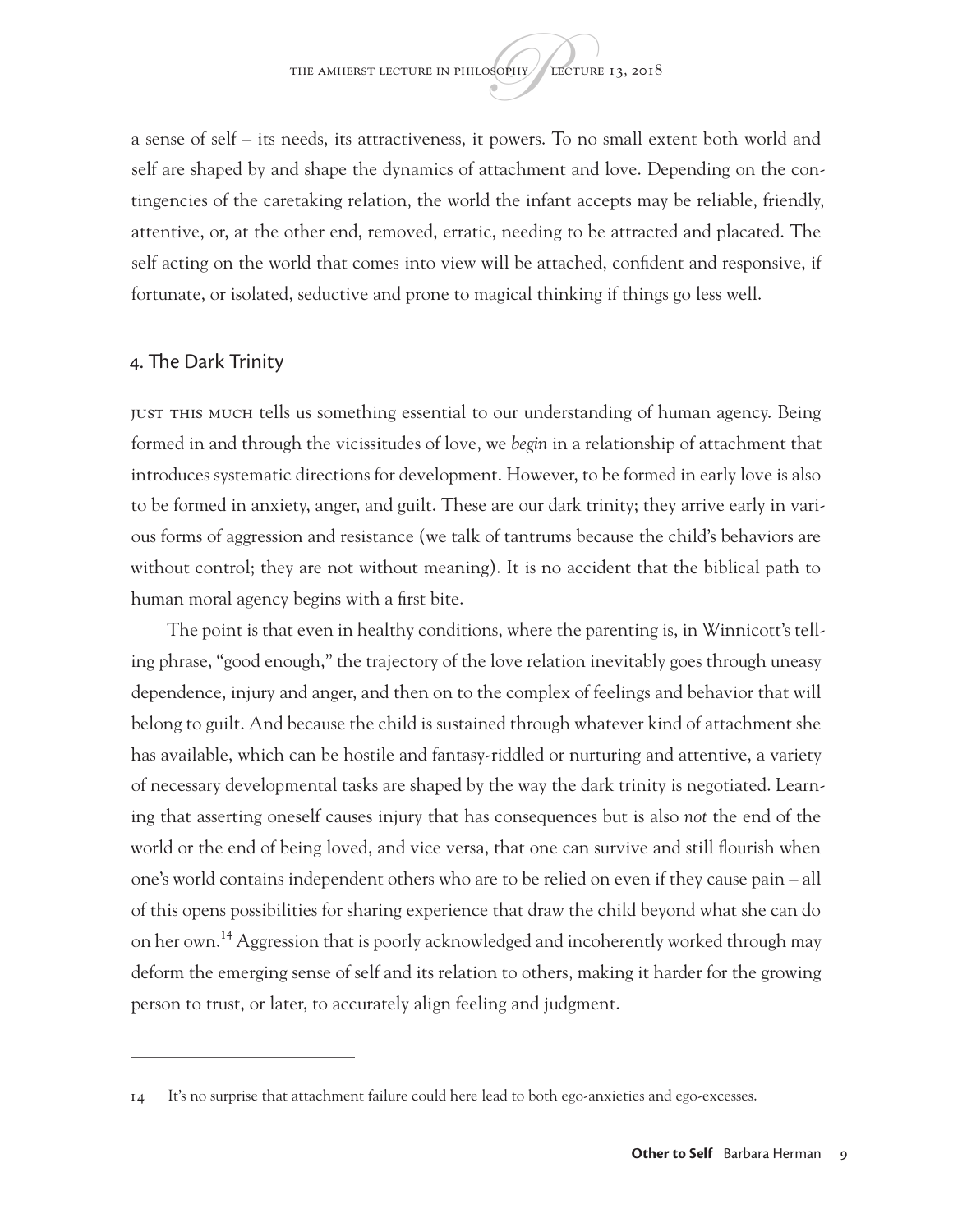a sense of self – its needs, its attractiveness, it powers. To no small extent both world and self are shaped by and shape the dynamics of attachment and love. Depending on the contingencies of the caretaking relation, the world the infant accepts may be reliable, friendly, attentive, or, at the other end, removed, erratic, needing to be attracted and placated. The self acting on the world that comes into view will be attached, confident and responsive, if fortunate, or isolated, seductive and prone to magical thinking if things go less well.

## 4. The Dark Trinity

Just this much tells us something essential to our understanding of human agency. Being formed in and through the vicissitudes of love, we *begin* in a relationship of attachment that introduces systematic directions for development. However, to be formed in early love is also to be formed in anxiety, anger, and guilt. These are our dark trinity; they arrive early in various forms of aggression and resistance (we talk of tantrums because the child's behaviors are without control; they are not without meaning). It is no accident that the biblical path to human moral agency begins with a first bite.

The point is that even in healthy conditions, where the parenting is, in Winnicott's telling phrase, "good enough," the trajectory of the love relation inevitably goes through uneasy dependence, injury and anger, and then on to the complex of feelings and behavior that will belong to guilt. And because the child is sustained through whatever kind of attachment she has available, which can be hostile and fantasy-riddled or nurturing and attentive, a variety of necessary developmental tasks are shaped by the way the dark trinity is negotiated. Learning that asserting oneself causes injury that has consequences but is also *not* the end of the world or the end of being loved, and vice versa, that one can survive and still flourish when one's world contains independent others who are to be relied on even if they cause pain – all of this opens possibilities for sharing experience that draw the child beyond what she can do on her own.[14] Aggression that is poorly acknowledged and incoherently worked through may deform the emerging sense of self and its relation to others, making it harder for the growing person to trust, or later, to accurately align feeling and judgment.

---

14 It's no surprise that attachment failure could here lead to both ego-anxieties and ego-excesses.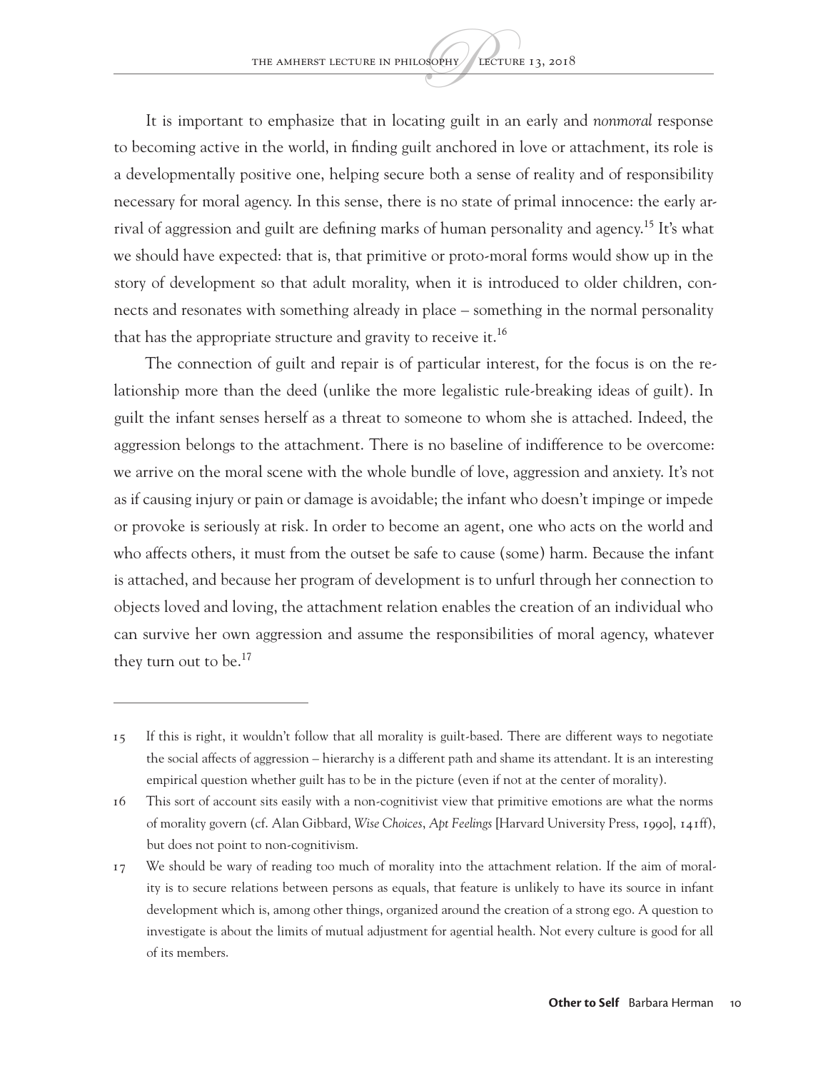It is important to emphasize that in locating guilt in an early and *nonmoral* response to becoming active in the world, in finding guilt anchored in love or attachment, its role is a developmentally positive one, helping secure both a sense of reality and of responsibility necessary for moral agency. In this sense, there is no state of primal innocence: the early arrival of aggression and guilt are defining marks of human personality and agency.[15] It's what we should have expected: that is, that primitive or proto-moral forms would show up in the story of development so that adult morality, when it is introduced to older children, connects and resonates with something already in place – something in the normal personality that has the appropriate structure and gravity to receive it.[16]

The connection of guilt and repair is of particular interest, for the focus is on the relationship more than the deed (unlike the more legalistic rule-breaking ideas of guilt). In guilt the infant senses herself as a threat to someone to whom she is attached. Indeed, the aggression belongs to the attachment. There is no baseline of indifference to be overcome: we arrive on the moral scene with the whole bundle of love, aggression and anxiety. It's not as if causing injury or pain or damage is avoidable; the infant who doesn't impinge or impede or provoke is seriously at risk. In order to become an agent, one who acts on the world and who affects others, it must from the outset be safe to cause (some) harm. Because the infant is attached, and because her program of development is to unfurl through her connection to objects loved and loving, the attachment relation enables the creation of an individual who can survive her own aggression and assume the responsibilities of moral agency, whatever they turn out to be.[17]

---

15 If this is right, it wouldn't follow that all morality is guilt-based. There are different ways to negotiate the social affects of aggression – hierarchy is a different path and shame its attendant. It is an interesting empirical question whether guilt has to be in the picture (even if not at the center of morality).

16 This sort of account sits easily with a non-cognitivist view that primitive emotions are what the norms of morality govern (cf. Alan Gibbard, *Wise Choices, Apt Feelings* [Harvard University Press, 1990], 141ff), but does not point to non-cognitivism.

17 We should be wary of reading too much of morality into the attachment relation. If the aim of morality is to secure relations between persons as equals, that feature is unlikely to have its source in infant development which is, among other things, organized around the creation of a strong ego. A question to investigate is about the limits of mutual adjustment for agential health. Not every culture is good for all of its members.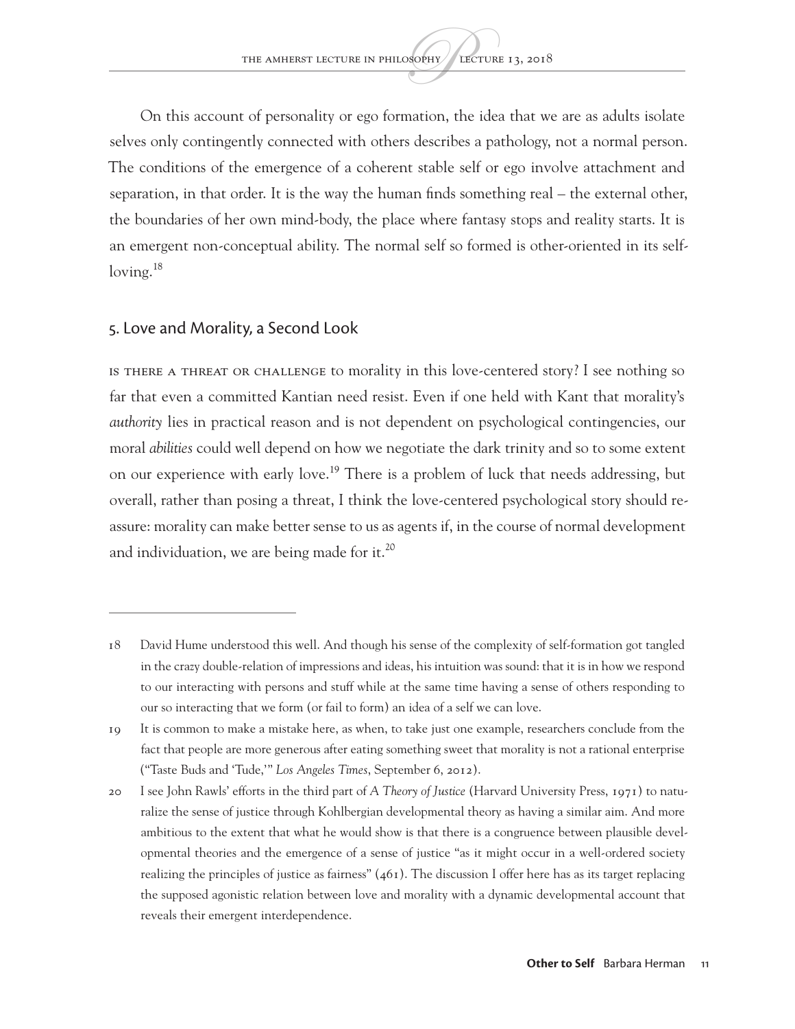On this account of personality or ego formation, the idea that we are as adults isolate selves only contingently connected with others describes a pathology, not a normal person. The conditions of the emergence of a coherent stable self or ego involve attachment and separation, in that order. It is the way the human finds something real – the external other, the boundaries of her own mind-body, the place where fantasy stops and reality starts. It is an emergent non-conceptual ability. The normal self so formed is other-oriented in its self-loving.[18]

## 5. Love and Morality, a Second Look

Is there a threat or challenge to morality in this love-centered story? I see nothing so far that even a committed Kantian need resist. Even if one held with Kant that morality's *authority* lies in practical reason and is not dependent on psychological contingencies, our moral *abilities* could well depend on how we negotiate the dark trinity and so to some extent on our experience with early love.[19] There is a problem of luck that needs addressing, but overall, rather than posing a threat, I think the love-centered psychological story should reassure: morality can make better sense to us as agents if, in the course of normal development and individuation, we are being made for it.[20]

---

18 David Hume understood this well. And though his sense of the complexity of self-formation got tangled in the crazy double-relation of impressions and ideas, his intuition was sound: that it is in how we respond to our interacting with persons and stuff while at the same time having a sense of others responding to our so interacting that we form (or fail to form) an idea of a self we can love.

19 It is common to make a mistake here, as when, to take just one example, researchers conclude from the fact that people are more generous after eating something sweet that morality is not a rational enterprise ("Taste Buds and 'Tude,'" *Los Angeles Times*, September 6, 2012).

20 I see John Rawls' efforts in the third part of *A Theory of Justice* (Harvard University Press, 1971) to naturalize the sense of justice through Kohlbergian developmental theory as having a similar aim. And more ambitious to the extent that what he would show is that there is a congruence between plausible developmental theories and the emergence of a sense of justice "as it might occur in a well-ordered society realizing the principles of justice as fairness" (461). The discussion I offer here has as its target replacing the supposed agonistic relation between love and morality with a dynamic developmental account that reveals their emergent interdependence.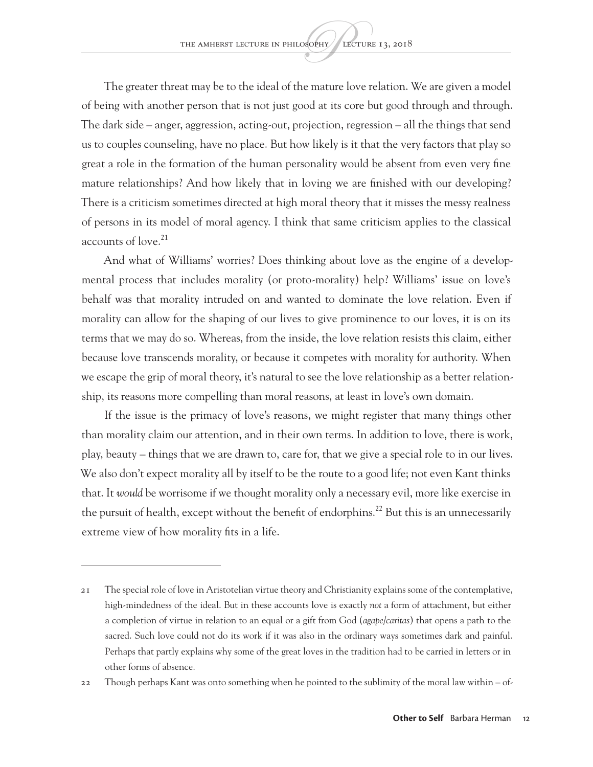The greater threat may be to the ideal of the mature love relation. We are given a model of being with another person that is not just good at its core but good through and through. The dark side – anger, aggression, acting-out, projection, regression – all the things that send us to couples counseling, have no place. But how likely is it that the very factors that play so great a role in the formation of the human personality would be absent from even very fine mature relationships? And how likely that in loving we are finished with our developing? There is a criticism sometimes directed at high moral theory that it misses the messy realness of persons in its model of moral agency. I think that same criticism applies to the classical accounts of love.[21]

And what of Williams' worries? Does thinking about love as the engine of a developmental process that includes morality (or proto-morality) help? Williams' issue on love's behalf was that morality intruded on and wanted to dominate the love relation. Even if morality can allow for the shaping of our lives to give prominence to our loves, it is on its terms that we may do so. Whereas, from the inside, the love relation resists this claim, either because love transcends morality, or because it competes with morality for authority. When we escape the grip of moral theory, it's natural to see the love relationship as a better relationship, its reasons more compelling than moral reasons, at least in love's own domain.

If the issue is the primacy of love's reasons, we might register that many things other than morality claim our attention, and in their own terms. In addition to love, there is work, play, beauty – things that we are drawn to, care for, that we give a special role to in our lives. We also don't expect morality all by itself to be the route to a good life; not even Kant thinks that. It *would* be worrisome if we thought morality only a necessary evil, more like exercise in the pursuit of health, except without the benefit of endorphins.[22] But this is an unnecessarily extreme view of how morality fits in a life.

---

21 The special role of love in Aristotelian virtue theory and Christianity explains some of the contemplative, high-mindedness of the ideal. But in these accounts love is exactly *not* a form of attachment, but either a completion of virtue in relation to an equal or a gift from God (*agape/caritas*) that opens a path to the sacred. Such love could not do its work if it was also in the ordinary ways sometimes dark and painful. Perhaps that partly explains why some of the great loves in the tradition had to be carried in letters or in other forms of absence.

22 Though perhaps Kant was onto something when he pointed to the sublimity of the moral law within – of-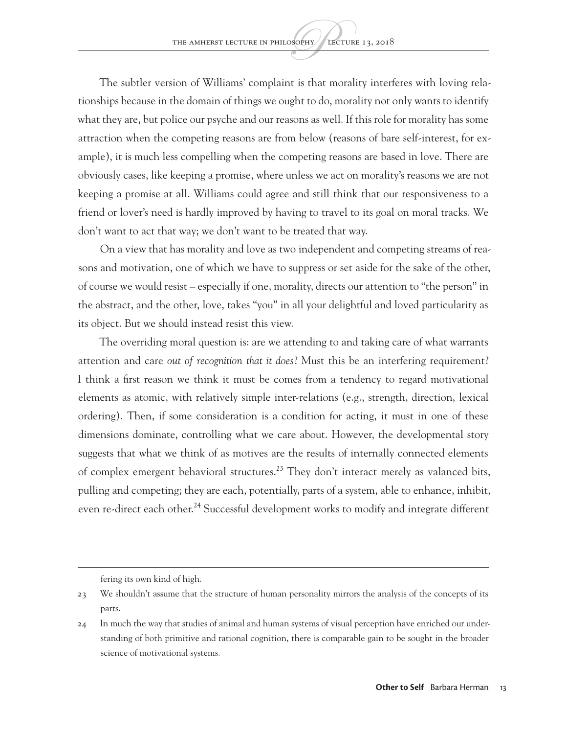The subtler version of Williams' complaint is that morality interferes with loving relationships because in the domain of things we ought to do, morality not only wants to identify what they are, but police our psyche and our reasons as well. If this role for morality has some attraction when the competing reasons are from below (reasons of bare self-interest, for example), it is much less compelling when the competing reasons are based in love. There are obviously cases, like keeping a promise, where unless we act on morality's reasons we are not keeping a promise at all. Williams could agree and still think that our responsiveness to a friend or lover's need is hardly improved by having to travel to its goal on moral tracks. We don't want to act that way; we don't want to be treated that way.

On a view that has morality and love as two independent and competing streams of reasons and motivation, one of which we have to suppress or set aside for the sake of the other, of course we would resist – especially if one, morality, directs our attention to "the person" in the abstract, and the other, love, takes "you" in all your delightful and loved particularity as its object. But we should instead resist this view.

The overriding moral question is: are we attending to and taking care of what warrants attention and care *out of recognition that it does*? Must this be an interfering requirement? I think a first reason we think it must be comes from a tendency to regard motivational elements as atomic, with relatively simple inter-relations (e.g., strength, direction, lexical ordering). Then, if some consideration is a condition for acting, it must in one of these dimensions dominate, controlling what we care about. However, the developmental story suggests that what we think of as motives are the results of internally connected elements of complex emergent behavioral structures.[23] They don't interact merely as valanced bits, pulling and competing; they are each, potentially, parts of a system, able to enhance, inhibit, even re-direct each other.[24] Successful development works to modify and integrate different

---

fering its own kind of high.

23 We shouldn't assume that the structure of human personality mirrors the analysis of the concepts of its parts.

24 In much the way that studies of animal and human systems of visual perception have enriched our understanding of both primitive and rational cognition, there is comparable gain to be sought in the broader science of motivational systems.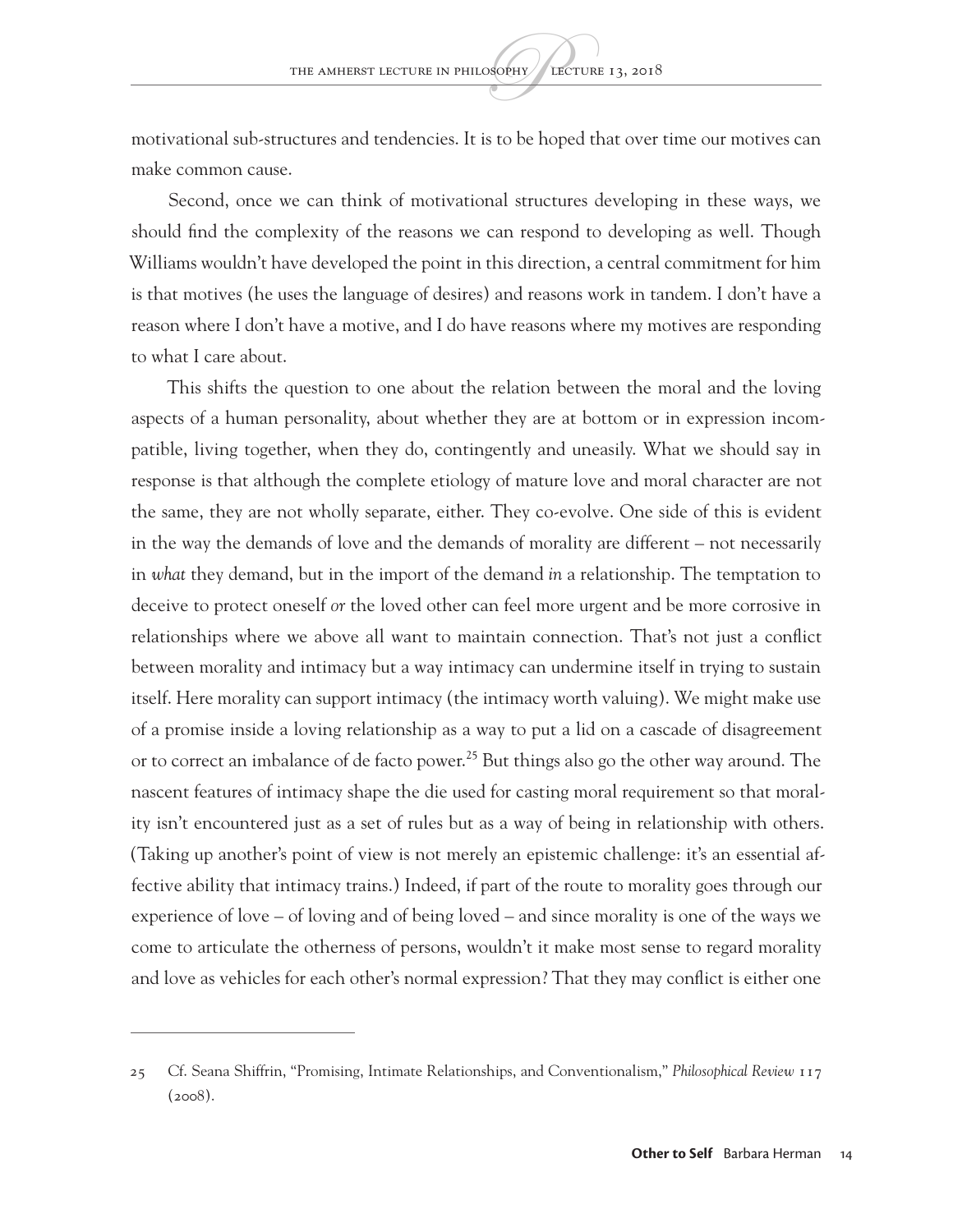motivational sub-structures and tendencies. It is to be hoped that over time our motives can make common cause.

Second, once we can think of motivational structures developing in these ways, we should find the complexity of the reasons we can respond to developing as well. Though Williams wouldn't have developed the point in this direction, a central commitment for him is that motives (he uses the language of desires) and reasons work in tandem. I don't have a reason where I don't have a motive, and I do have reasons where my motives are responding to what I care about.

This shifts the question to one about the relation between the moral and the loving aspects of a human personality, about whether they are at bottom or in expression incompatible, living together, when they do, contingently and uneasily. What we should say in response is that although the complete etiology of mature love and moral character are not the same, they are not wholly separate, either. They co-evolve. One side of this is evident in the way the demands of love and the demands of morality are different – not necessarily in *what* they demand, but in the import of the demand *in* a relationship. The temptation to deceive to protect oneself *or* the loved other can feel more urgent and be more corrosive in relationships where we above all want to maintain connection. That's not just a conflict between morality and intimacy but a way intimacy can undermine itself in trying to sustain itself. Here morality can support intimacy (the intimacy worth valuing). We might make use of a promise inside a loving relationship as a way to put a lid on a cascade of disagreement or to correct an imbalance of de facto power.[25] But things also go the other way around. The nascent features of intimacy shape the die used for casting moral requirement so that morality isn't encountered just as a set of rules but as a way of being in relationship with others. (Taking up another's point of view is not merely an epistemic challenge: it's an essential affective ability that intimacy trains.) Indeed, if part of the route to morality goes through our experience of love – of loving and of being loved – and since morality is one of the ways we come to articulate the otherness of persons, wouldn't it make most sense to regard morality and love as vehicles for each other's normal expression? That they may conflict is either one

---

25 Cf. Seana Shiffrin, "Promising, Intimate Relationships, and Conventionalism," *Philosophical Review* 117 (2008).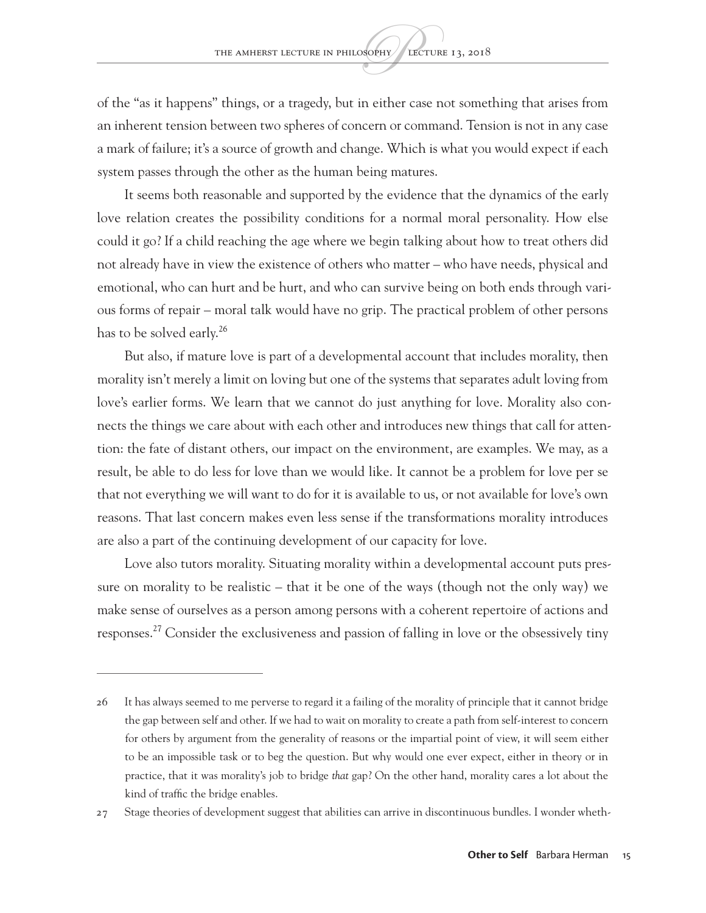of the "as it happens" things, or a tragedy, but in either case not something that arises from an inherent tension between two spheres of concern or command. Tension is not in any case a mark of failure; it's a source of growth and change. Which is what you would expect if each system passes through the other as the human being matures.

It seems both reasonable and supported by the evidence that the dynamics of the early love relation creates the possibility conditions for a normal moral personality. How else could it go? If a child reaching the age where we begin talking about how to treat others did not already have in view the existence of others who matter – who have needs, physical and emotional, who can hurt and be hurt, and who can survive being on both ends through various forms of repair – moral talk would have no grip. The practical problem of other persons has to be solved early.[26]

But also, if mature love is part of a developmental account that includes morality, then morality isn't merely a limit on loving but one of the systems that separates adult loving from love's earlier forms. We learn that we cannot do just anything for love. Morality also connects the things we care about with each other and introduces new things that call for attention: the fate of distant others, our impact on the environment, are examples. We may, as a result, be able to do less for love than we would like. It cannot be a problem for love per se that not everything we will want to do for it is available to us, or not available for love's own reasons. That last concern makes even less sense if the transformations morality introduces are also a part of the continuing development of our capacity for love.

Love also tutors morality. Situating morality within a developmental account puts pressure on morality to be realistic – that it be one of the ways (though not the only way) we make sense of ourselves as a person among persons with a coherent repertoire of actions and responses.[27] Consider the exclusiveness and passion of falling in love or the obsessively tiny

---

26 It has always seemed to me perverse to regard it a failing of the morality of principle that it cannot bridge the gap between self and other. If we had to wait on morality to create a path from self-interest to concern for others by argument from the generality of reasons or the impartial point of view, it will seem either to be an impossible task or to beg the question. But why would one ever expect, either in theory or in practice, that it was morality's job to bridge *that* gap? On the other hand, morality cares a lot about the kind of traffic the bridge enables.

27 Stage theories of development suggest that abilities can arrive in discontinuous bundles. I wonder wheth-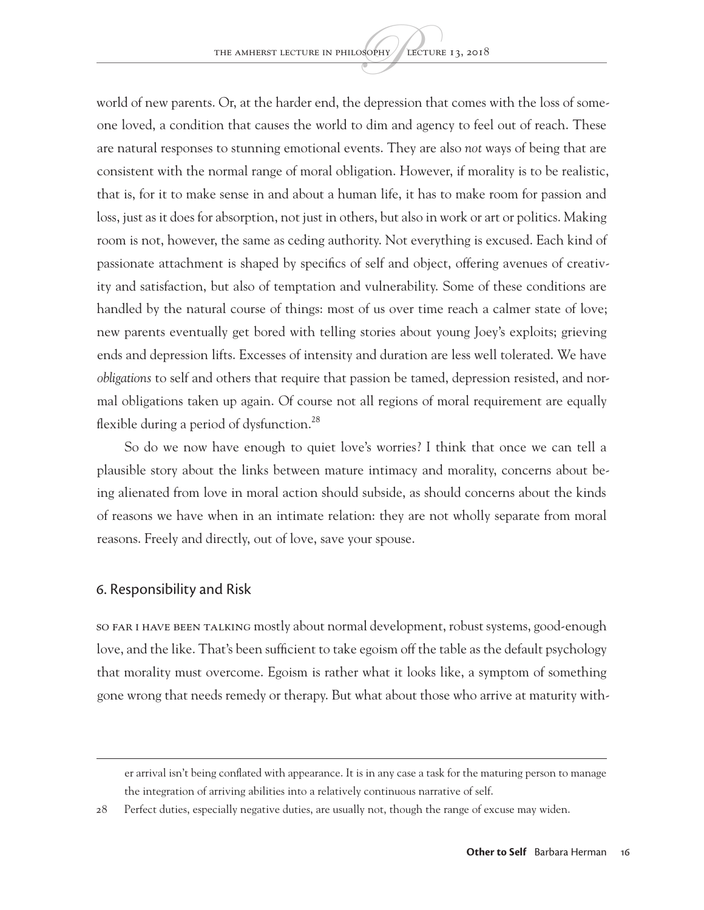world of new parents. Or, at the harder end, the depression that comes with the loss of someone loved, a condition that causes the world to dim and agency to feel out of reach. These are natural responses to stunning emotional events. They are also *not* ways of being that are consistent with the normal range of moral obligation. However, if morality is to be realistic, that is, for it to make sense in and about a human life, it has to make room for passion and loss, just as it does for absorption, not just in others, but also in work or art or politics. Making room is not, however, the same as ceding authority. Not everything is excused. Each kind of passionate attachment is shaped by specifics of self and object, offering avenues of creativity and satisfaction, but also of temptation and vulnerability. Some of these conditions are handled by the natural course of things: most of us over time reach a calmer state of love; new parents eventually get bored with telling stories about young Joey's exploits; grieving ends and depression lifts. Excesses of intensity and duration are less well tolerated. We have *obligations* to self and others that require that passion be tamed, depression resisted, and normal obligations taken up again. Of course not all regions of moral requirement are equally flexible during a period of dysfunction.[28]

So do we now have enough to quiet love's worries? I think that once we can tell a plausible story about the links between mature intimacy and morality, concerns about being alienated from love in moral action should subside, as should concerns about the kinds of reasons we have when in an intimate relation: they are not wholly separate from moral reasons. Freely and directly, out of love, save your spouse.

## 6. Responsibility and Risk

So far I have been talking mostly about normal development, robust systems, good-enough love, and the like. That's been sufficient to take egoism off the table as the default psychology that morality must overcome. Egoism is rather what it looks like, a symptom of something gone wrong that needs remedy or therapy. But what about those who arrive at maturity with-

---

er arrival isn't being conflated with appearance. It is in any case a task for the maturing person to manage the integration of arriving abilities into a relatively continuous narrative of self.

28 Perfect duties, especially negative duties, are usually not, though the range of excuse may widen.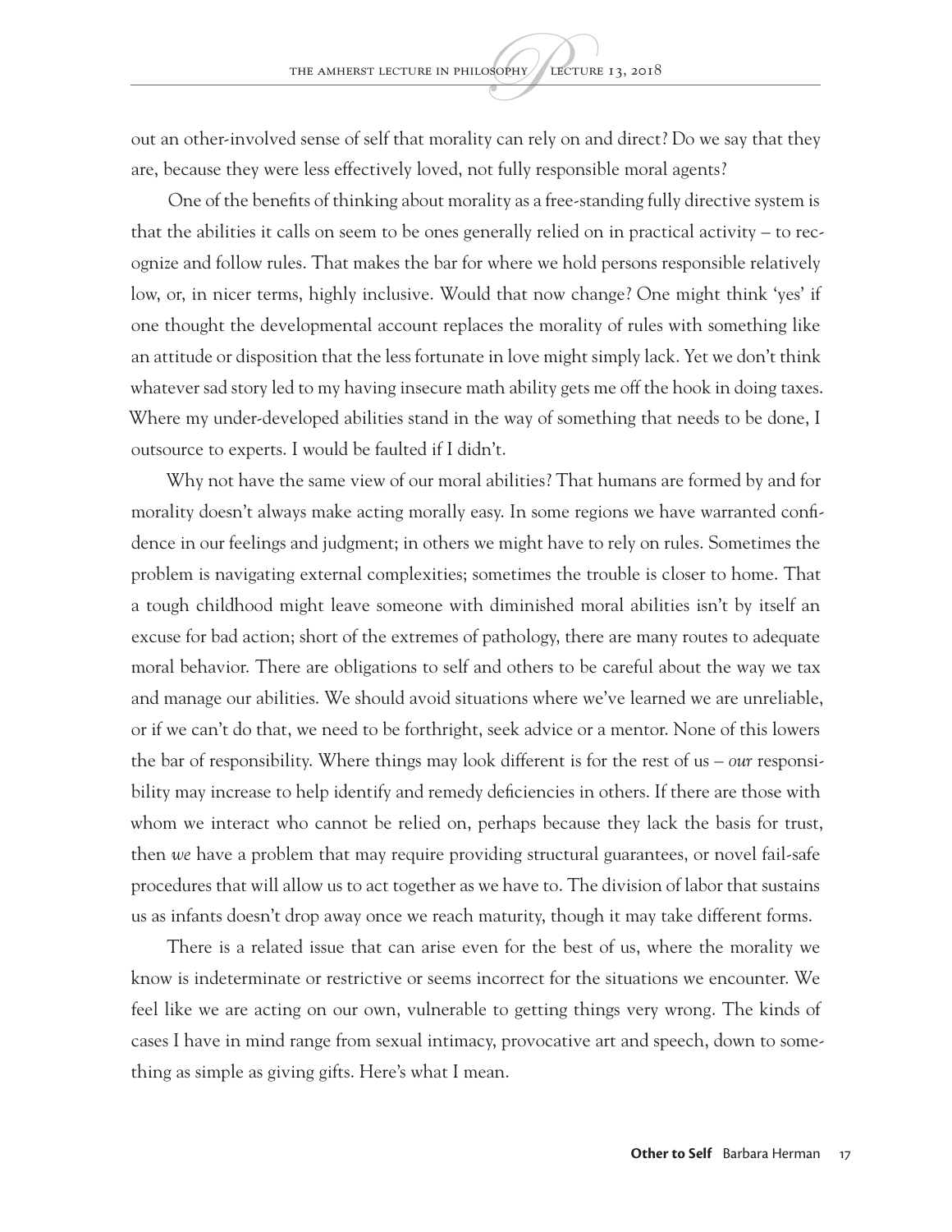out an other-involved sense of self that morality can rely on and direct? Do we say that they are, because they were less effectively loved, not fully responsible moral agents?

One of the benefits of thinking about morality as a free-standing fully directive system is that the abilities it calls on seem to be ones generally relied on in practical activity – to recognize and follow rules. That makes the bar for where we hold persons responsible relatively low, or, in nicer terms, highly inclusive. Would that now change? One might think 'yes' if one thought the developmental account replaces the morality of rules with something like an attitude or disposition that the less fortunate in love might simply lack. Yet we don't think whatever sad story led to my having insecure math ability gets me off the hook in doing taxes. Where my under-developed abilities stand in the way of something that needs to be done, I outsource to experts. I would be faulted if I didn't.

Why not have the same view of our moral abilities? That humans are formed by and for morality doesn't always make acting morally easy. In some regions we have warranted confidence in our feelings and judgment; in others we might have to rely on rules. Sometimes the problem is navigating external complexities; sometimes the trouble is closer to home. That a tough childhood might leave someone with diminished moral abilities isn't by itself an excuse for bad action; short of the extremes of pathology, there are many routes to adequate moral behavior. There are obligations to self and others to be careful about the way we tax and manage our abilities. We should avoid situations where we've learned we are unreliable, or if we can't do that, we need to be forthright, seek advice or a mentor. None of this lowers the bar of responsibility. Where things may look different is for the rest of us – *our* responsibility may increase to help identify and remedy deficiencies in others. If there are those with whom we interact who cannot be relied on, perhaps because they lack the basis for trust, then *we* have a problem that may require providing structural guarantees, or novel fail-safe procedures that will allow us to act together as we have to. The division of labor that sustains us as infants doesn't drop away once we reach maturity, though it may take different forms.

There is a related issue that can arise even for the best of us, where the morality we know is indeterminate or restrictive or seems incorrect for the situations we encounter. We feel like we are acting on our own, vulnerable to getting things very wrong. The kinds of cases I have in mind range from sexual intimacy, provocative art and speech, down to something as simple as giving gifts. Here's what I mean.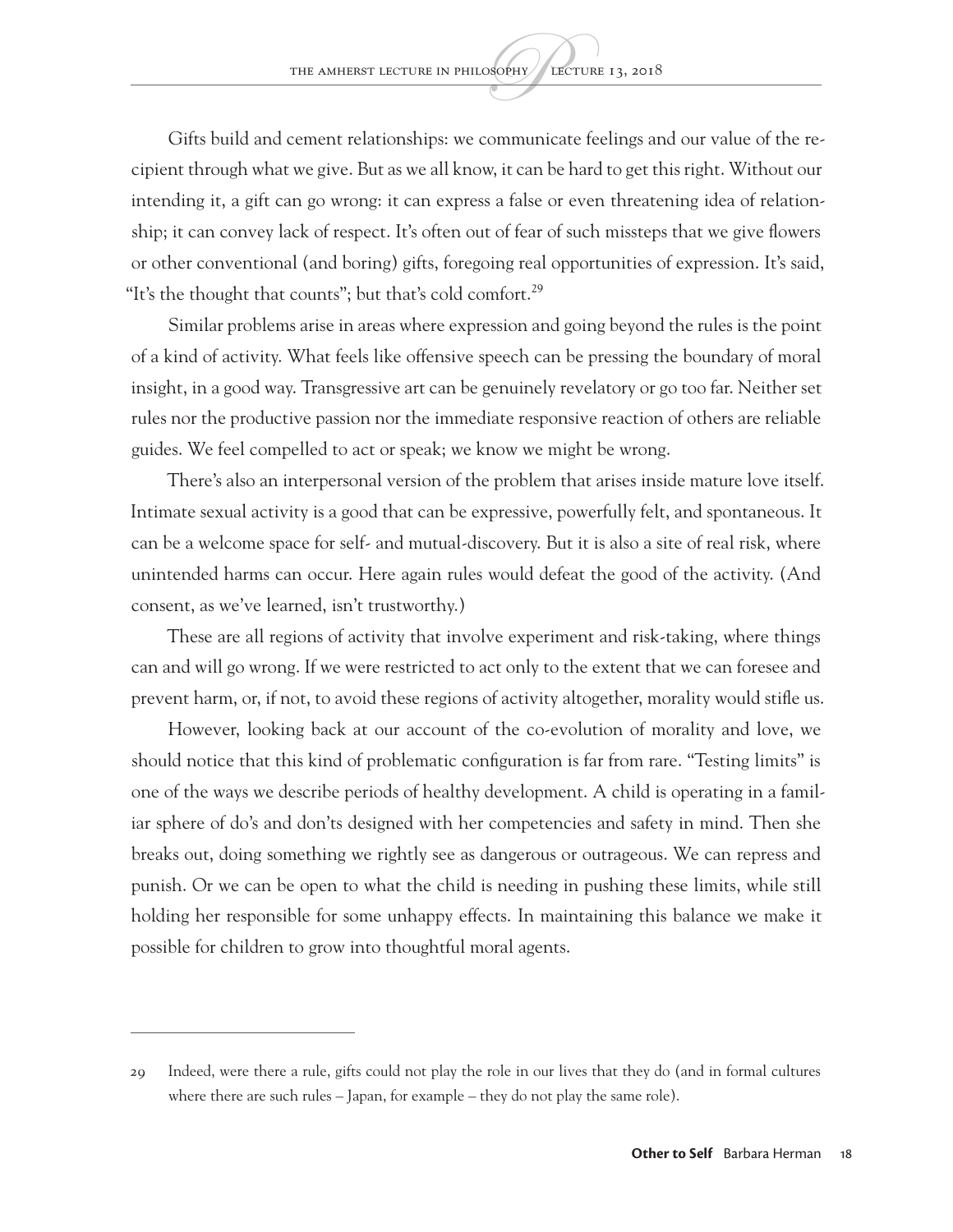Gifts build and cement relationships: we communicate feelings and our value of the recipient through what we give. But as we all know, it can be hard to get this right. Without our intending it, a gift can go wrong: it can express a false or even threatening idea of relationship; it can convey lack of respect. It's often out of fear of such missteps that we give flowers or other conventional (and boring) gifts, foregoing real opportunities of expression. It's said, "It's the thought that counts"; but that's cold comfort.[29]

Similar problems arise in areas where expression and going beyond the rules is the point of a kind of activity. What feels like offensive speech can be pressing the boundary of moral insight, in a good way. Transgressive art can be genuinely revelatory or go too far. Neither set rules nor the productive passion nor the immediate responsive reaction of others are reliable guides. We feel compelled to act or speak; we know we might be wrong.

There's also an interpersonal version of the problem that arises inside mature love itself. Intimate sexual activity is a good that can be expressive, powerfully felt, and spontaneous. It can be a welcome space for self- and mutual-discovery. But it is also a site of real risk, where unintended harms can occur. Here again rules would defeat the good of the activity. (And consent, as we've learned, isn't trustworthy.)

These are all regions of activity that involve experiment and risk-taking, where things can and will go wrong. If we were restricted to act only to the extent that we can foresee and prevent harm, or, if not, to avoid these regions of activity altogether, morality would stifle us.

However, looking back at our account of the co-evolution of morality and love, we should notice that this kind of problematic configuration is far from rare. "Testing limits" is one of the ways we describe periods of healthy development. A child is operating in a familiar sphere of do's and don'ts designed with her competencies and safety in mind. Then she breaks out, doing something we rightly see as dangerous or outrageous. We can repress and punish. Or we can be open to what the child is needing in pushing these limits, while still holding her responsible for some unhappy effects. In maintaining this balance we make it possible for children to grow into thoughtful moral agents.

---

29 Indeed, were there a rule, gifts could not play the role in our lives that they do (and in formal cultures where there are such rules – Japan, for example – they do not play the same role).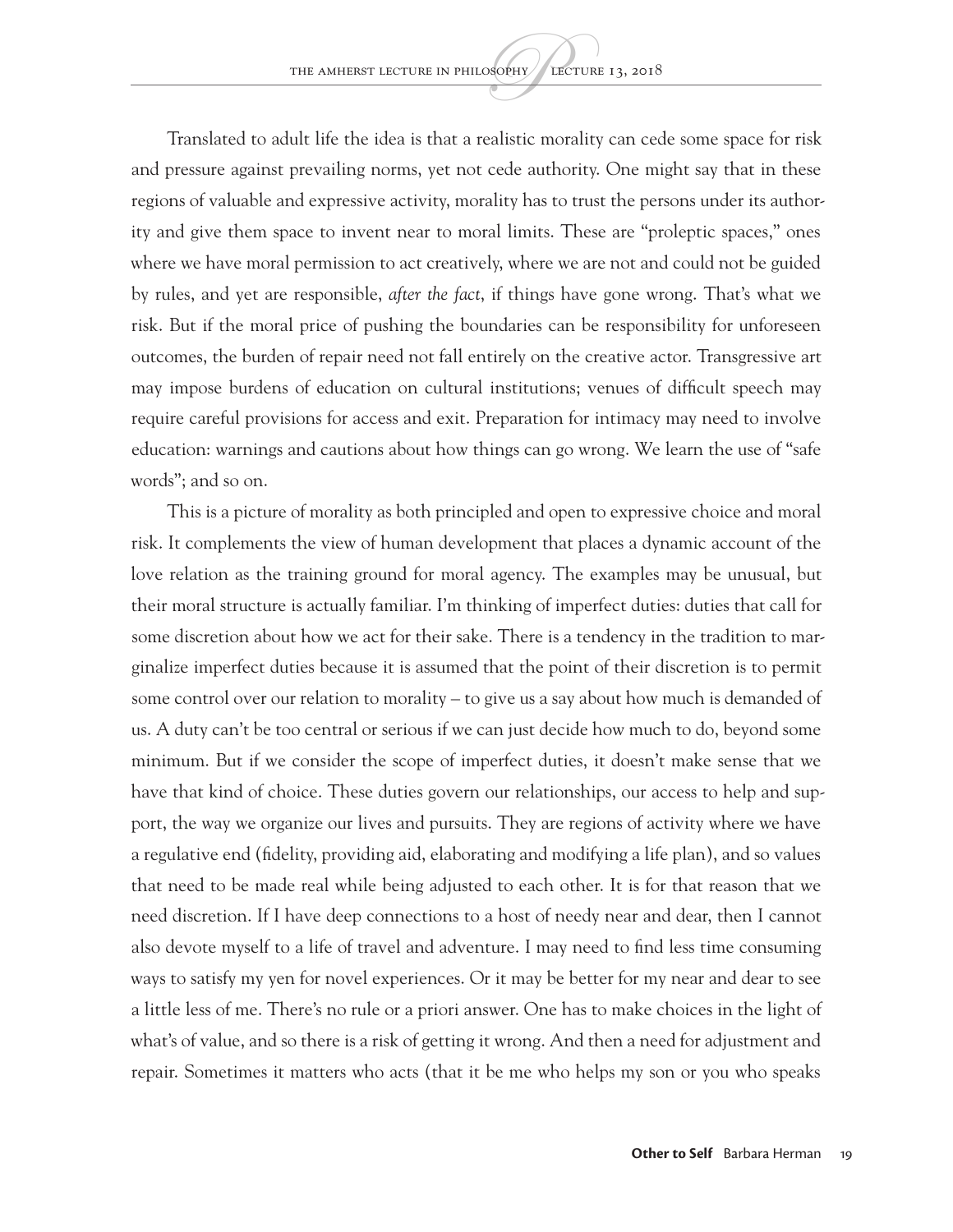Translated to adult life the idea is that a realistic morality can cede some space for risk and pressure against prevailing norms, yet not cede authority. One might say that in these regions of valuable and expressive activity, morality has to trust the persons under its authority and give them space to invent near to moral limits. These are "proleptic spaces," ones where we have moral permission to act creatively, where we are not and could not be guided by rules, and yet are responsible, *after the fact*, if things have gone wrong. That's what we risk. But if the moral price of pushing the boundaries can be responsibility for unforeseen outcomes, the burden of repair need not fall entirely on the creative actor. Transgressive art may impose burdens of education on cultural institutions; venues of difficult speech may require careful provisions for access and exit. Preparation for intimacy may need to involve education: warnings and cautions about how things can go wrong. We learn the use of "safe words"; and so on.

This is a picture of morality as both principled and open to expressive choice and moral risk. It complements the view of human development that places a dynamic account of the love relation as the training ground for moral agency. The examples may be unusual, but their moral structure is actually familiar. I'm thinking of imperfect duties: duties that call for some discretion about how we act for their sake. There is a tendency in the tradition to marginalize imperfect duties because it is assumed that the point of their discretion is to permit some control over our relation to morality – to give us a say about how much is demanded of us. A duty can't be too central or serious if we can just decide how much to do, beyond some minimum. But if we consider the scope of imperfect duties, it doesn't make sense that we have that kind of choice. These duties govern our relationships, our access to help and support, the way we organize our lives and pursuits. They are regions of activity where we have a regulative end (fidelity, providing aid, elaborating and modifying a life plan), and so values that need to be made real while being adjusted to each other. It is for that reason that we need discretion. If I have deep connections to a host of needy near and dear, then I cannot also devote myself to a life of travel and adventure. I may need to find less time consuming ways to satisfy my yen for novel experiences. Or it may be better for my near and dear to see a little less of me. There's no rule or a priori answer. One has to make choices in the light of what's of value, and so there is a risk of getting it wrong. And then a need for adjustment and repair. Sometimes it matters who acts (that it be me who helps my son or you who speaks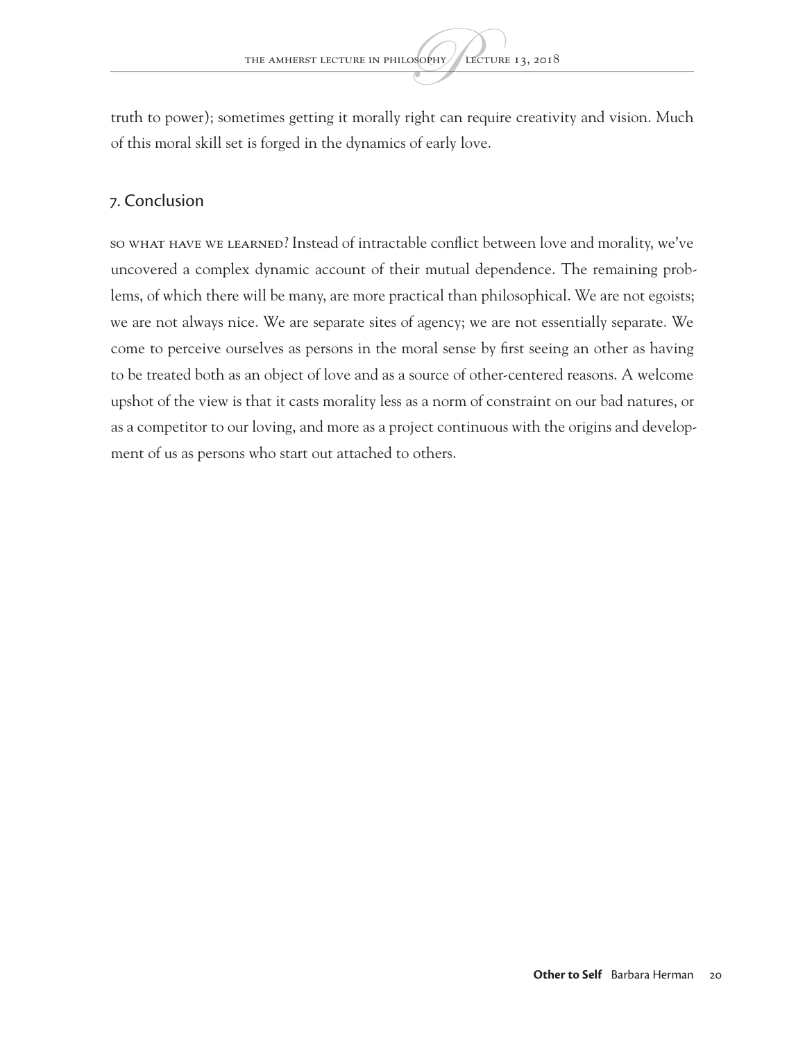truth to power); sometimes getting it morally right can require creativity and vision. Much of this moral skill set is forged in the dynamics of early love.

## 7. Conclusion

SO WHAT HAVE WE LEARNED? Instead of intractable conflict between love and morality, we've uncovered a complex dynamic account of their mutual dependence. The remaining problems, of which there will be many, are more practical than philosophical. We are not egoists; we are not always nice. We are separate sites of agency; we are not essentially separate. We come to perceive ourselves as persons in the moral sense by first seeing an other as having to be treated both as an object of love and as a source of other-centered reasons. A welcome upshot of the view is that it casts morality less as a norm of constraint on our bad natures, or as a competitor to our loving, and more as a project continuous with the origins and development of us as persons who start out attached to others.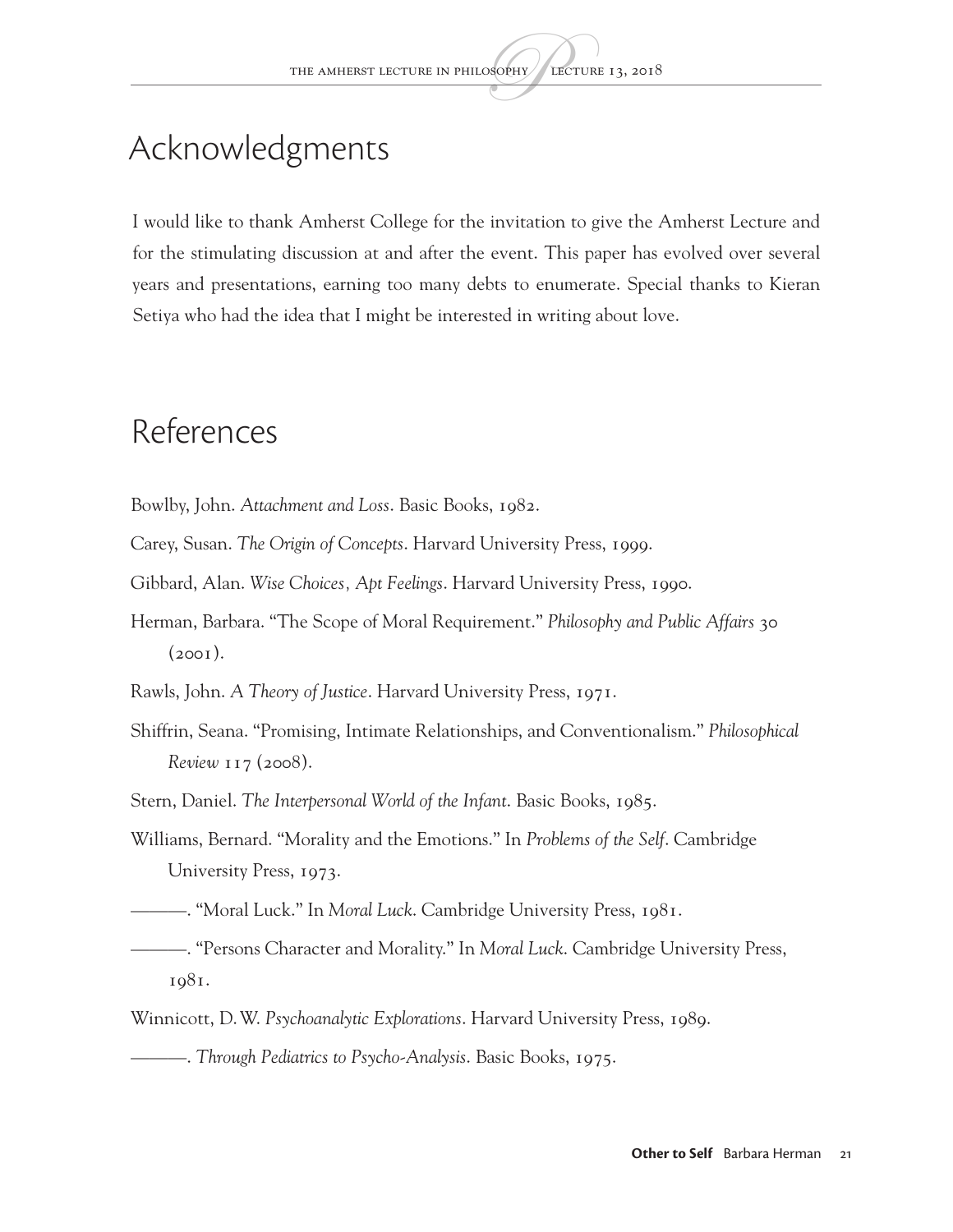## Acknowledgments

I would like to thank Amherst College for the invitation to give the Amherst Lecture and for the stimulating discussion at and after the event. This paper has evolved over several years and presentations, earning too many debts to enumerate. Special thanks to Kieran Setiya who had the idea that I might be interested in writing about love.

## References

Bowlby, John. *Attachment and Loss*. Basic Books, 1982.

Carey, Susan. *The Origin of Concepts*. Harvard University Press, 1999.

Gibbard, Alan. *Wise Choices, Apt Feelings*. Harvard University Press, 1990.

Herman, Barbara. "The Scope of Moral Requirement." *Philosophy and Public Affairs* 30 (2001).

Rawls, John. *A Theory of Justice*. Harvard University Press, 1971.

Shiffrin, Seana. "Promising, Intimate Relationships, and Conventionalism." *Philosophical Review* 117 (2008).

Stern, Daniel. *The Interpersonal World of the Infant*. Basic Books, 1985.

Williams, Bernard. "Morality and the Emotions." In *Problems of the Self*. Cambridge University Press, 1973.

———. "Moral Luck." In *Moral Luck*. Cambridge University Press, 1981.

———. "Persons Character and Morality." In *Moral Luck*. Cambridge University Press, 1981.

Winnicott, D. W. *Psychoanalytic Explorations*. Harvard University Press, 1989.

———. *Through Pediatrics to Psycho-Analysis*. Basic Books, 1975.